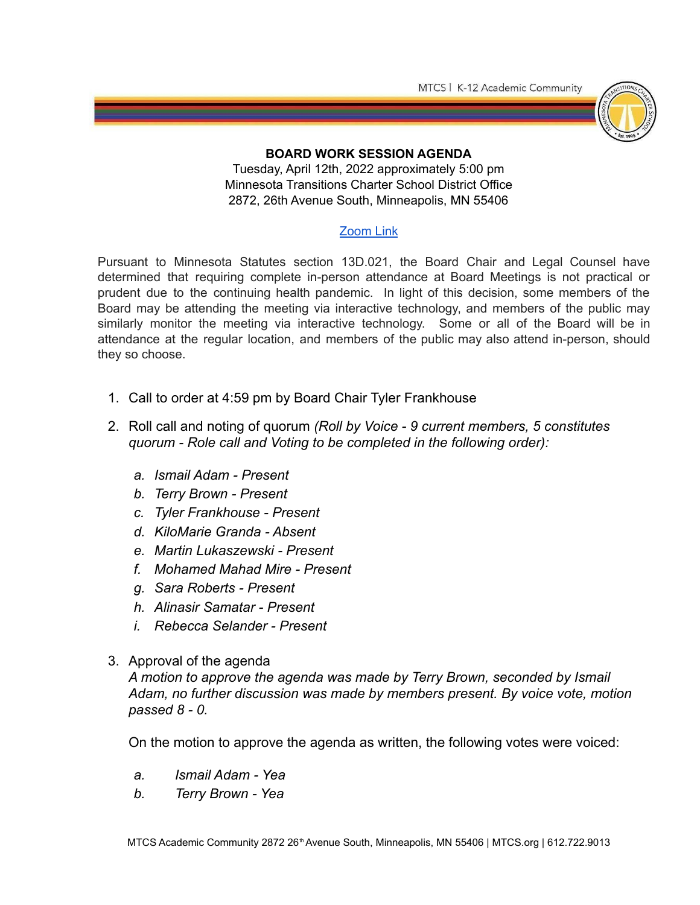**BOARD WORK SESSION AGENDA**

Tuesday, April 12th, 2022 approximately 5:00 pm
Minnesota Transitions Charter School District Office
2872, 26th Avenue South, Minneapolis, MN 55406

Zoom Link

Pursuant to Minnesota Statutes section 13D.021, the Board Chair and Legal Counsel have determined that requiring complete in-person attendance at Board Meetings is not practical or prudent due to the continuing health pandemic. In light of this decision, some members of the Board may be attending the meeting via interactive technology, and members of the public may similarly monitor the meeting via interactive technology. Some or all of the Board will be in attendance at the regular location, and members of the public may also attend in-person, should they so choose.

1. Call to order at 4:59 pm by Board Chair Tyler Frankhouse
2. Roll call and noting of quorum *(Roll by Voice - 9 current members, 5 constitutes quorum - Role call and Voting to be completed in the following order):*
   a. *Ismail Adam - Present*
   b. *Terry Brown - Present*
   c. *Tyler Frankhouse - Present*
   d. *KiloMarie Granda - Absent*
   e. *Martin Lukaszewski - Present*
   f. *Mohamed Mahad Mire - Present*
   g. *Sara Roberts - Present*
   h. *Alinasir Samatar - Present*
   i. *Rebecca Selander - Present*
3. Approval of the agenda
   *A motion to approve the agenda was made by Terry Brown, seconded by Ismail Adam, no further discussion was made by members present. By voice vote, motion passed 8 - 0.*

   On the motion to approve the agenda as written, the following votes were voiced:

   a. *Ismail Adam - Yea*
   b. *Terry Brown - Yea*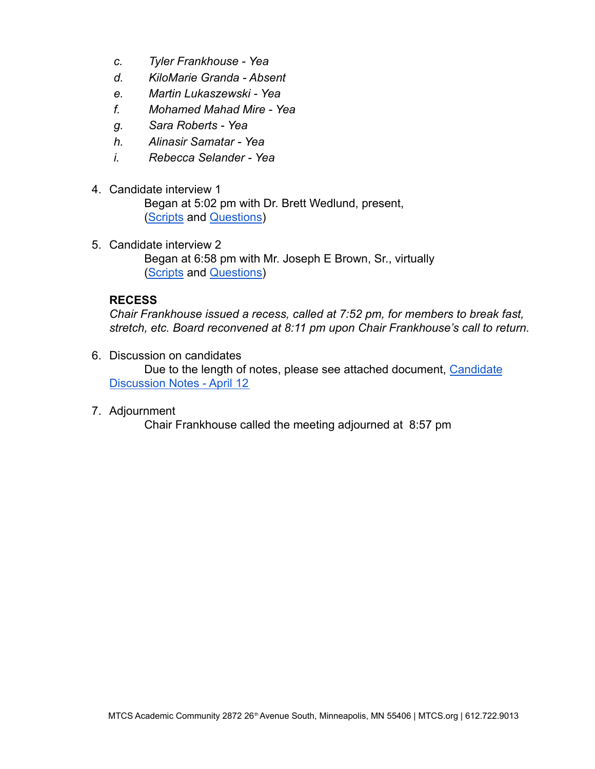c. *Tyler Frankhouse - Yea*
d. *KiloMarie Granda - Absent*
e. *Martin Lukaszewski - Yea*
f. *Mohamed Mahad Mire - Yea*
g. *Sara Roberts - Yea*
h. *Alinasir Samatar - Yea*
i. *Rebecca Selander - Yea*

4. Candidate interview 1

   Began at 5:02 pm with Dr. Brett Wedlund, present,
   (Scripts and Questions)

5. Candidate interview 2

   Began at 6:58 pm with Mr. Joseph E Brown, Sr., virtually
   (Scripts and Questions)

**RECESS**

*Chair Frankhouse issued a recess, called at 7:52 pm, for members to break fast, stretch, etc. Board reconvened at 8:11 pm upon Chair Frankhouse's call to return.*

6. Discussion on candidates

   Due to the length of notes, please see attached document, Candidate Discussion Notes - April 12

7. Adjournment

   Chair Frankhouse called the meeting adjourned at 8:57 pm